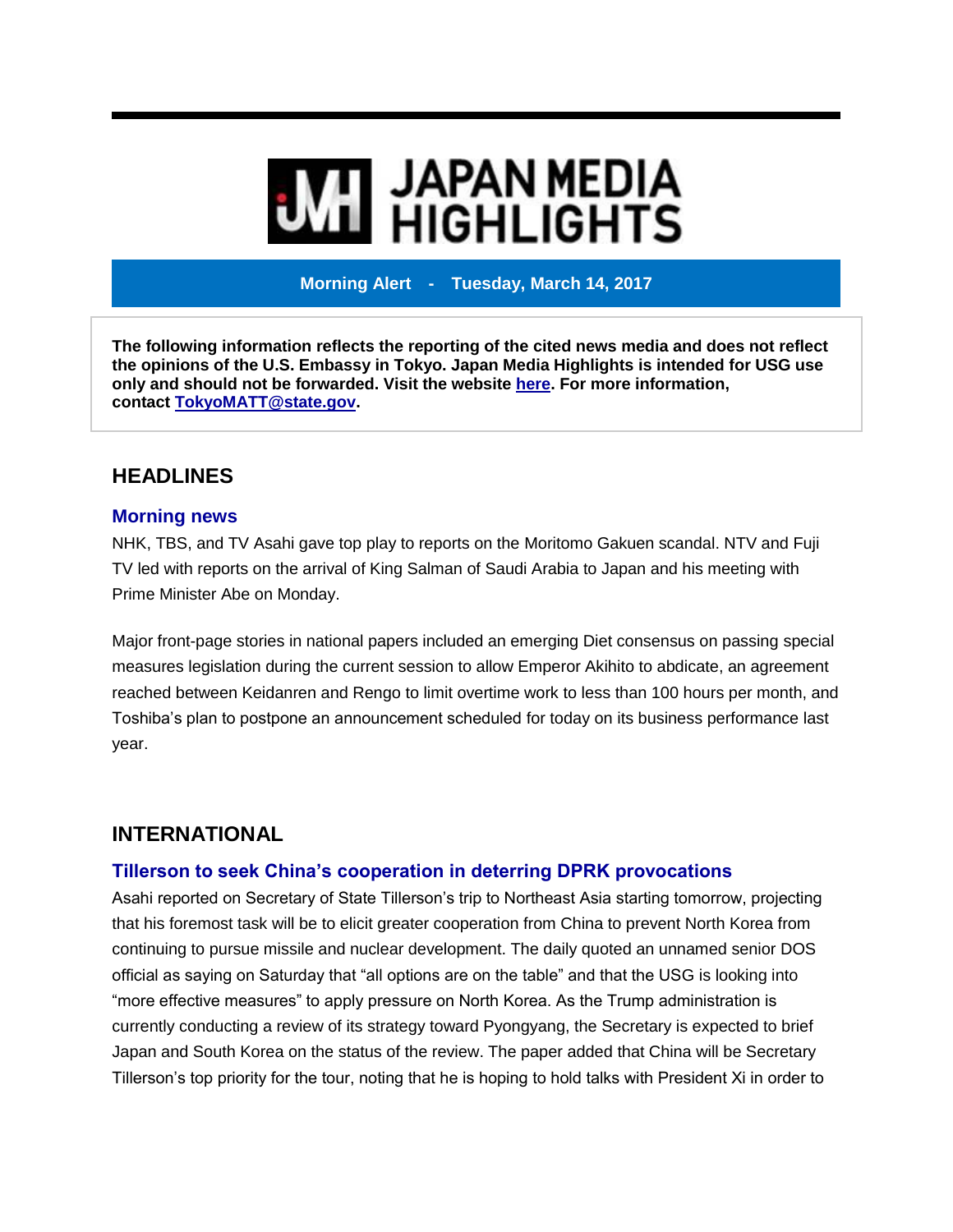# JAPAN MEDIA HIGHLIGHTS

**Morning Alert - Tuesday, March 14, 2017**

**The following information reflects the reporting of the cited news media and does not reflect the opinions of the U.S. Embassy in Tokyo. Japan Media Highlights is intended for USG use only and should not be forwarded. Visit the website here. For more information, contact TokyoMATT@state.gov.**

## HEADLINES

### Morning news

NHK, TBS, and TV Asahi gave top play to reports on the Moritomo Gakuen scandal. NTV and Fuji TV led with reports on the arrival of King Salman of Saudi Arabia to Japan and his meeting with Prime Minister Abe on Monday.

Major front-page stories in national papers included an emerging Diet consensus on passing special measures legislation during the current session to allow Emperor Akihito to abdicate, an agreement reached between Keidanren and Rengo to limit overtime work to less than 100 hours per month, and Toshiba's plan to postpone an announcement scheduled for today on its business performance last year.

## INTERNATIONAL

### Tillerson to seek China's cooperation in deterring DPRK provocations

Asahi reported on Secretary of State Tillerson's trip to Northeast Asia starting tomorrow, projecting that his foremost task will be to elicit greater cooperation from China to prevent North Korea from continuing to pursue missile and nuclear development. The daily quoted an unnamed senior DOS official as saying on Saturday that "all options are on the table" and that the USG is looking into "more effective measures" to apply pressure on North Korea. As the Trump administration is currently conducting a review of its strategy toward Pyongyang, the Secretary is expected to brief Japan and South Korea on the status of the review. The paper added that China will be Secretary Tillerson's top priority for the tour, noting that he is hoping to hold talks with President Xi in order to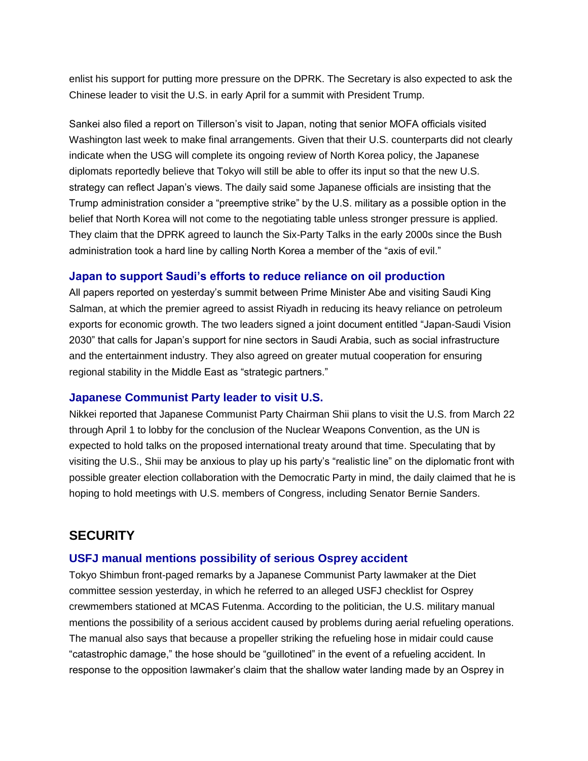enlist his support for putting more pressure on the DPRK. The Secretary is also expected to ask the Chinese leader to visit the U.S. in early April for a summit with President Trump.

Sankei also filed a report on Tillerson's visit to Japan, noting that senior MOFA officials visited Washington last week to make final arrangements. Given that their U.S. counterparts did not clearly indicate when the USG will complete its ongoing review of North Korea policy, the Japanese diplomats reportedly believe that Tokyo will still be able to offer its input so that the new U.S. strategy can reflect Japan's views. The daily said some Japanese officials are insisting that the Trump administration consider a "preemptive strike" by the U.S. military as a possible option in the belief that North Korea will not come to the negotiating table unless stronger pressure is applied. They claim that the DPRK agreed to launch the Six-Party Talks in the early 2000s since the Bush administration took a hard line by calling North Korea a member of the "axis of evil."

### Japan to support Saudi's efforts to reduce reliance on oil production

All papers reported on yesterday's summit between Prime Minister Abe and visiting Saudi King Salman, at which the premier agreed to assist Riyadh in reducing its heavy reliance on petroleum exports for economic growth. The two leaders signed a joint document entitled "Japan-Saudi Vision 2030" that calls for Japan's support for nine sectors in Saudi Arabia, such as social infrastructure and the entertainment industry. They also agreed on greater mutual cooperation for ensuring regional stability in the Middle East as "strategic partners."

### Japanese Communist Party leader to visit U.S.

Nikkei reported that Japanese Communist Party Chairman Shii plans to visit the U.S. from March 22 through April 1 to lobby for the conclusion of the Nuclear Weapons Convention, as the UN is expected to hold talks on the proposed international treaty around that time. Speculating that by visiting the U.S., Shii may be anxious to play up his party's "realistic line" on the diplomatic front with possible greater election collaboration with the Democratic Party in mind, the daily claimed that he is hoping to hold meetings with U.S. members of Congress, including Senator Bernie Sanders.

## SECURITY

### USFJ manual mentions possibility of serious Osprey accident

Tokyo Shimbun front-paged remarks by a Japanese Communist Party lawmaker at the Diet committee session yesterday, in which he referred to an alleged USFJ checklist for Osprey crewmembers stationed at MCAS Futenma. According to the politician, the U.S. military manual mentions the possibility of a serious accident caused by problems during aerial refueling operations. The manual also says that because a propeller striking the refueling hose in midair could cause "catastrophic damage," the hose should be "guillotined" in the event of a refueling accident. In response to the opposition lawmaker's claim that the shallow water landing made by an Osprey in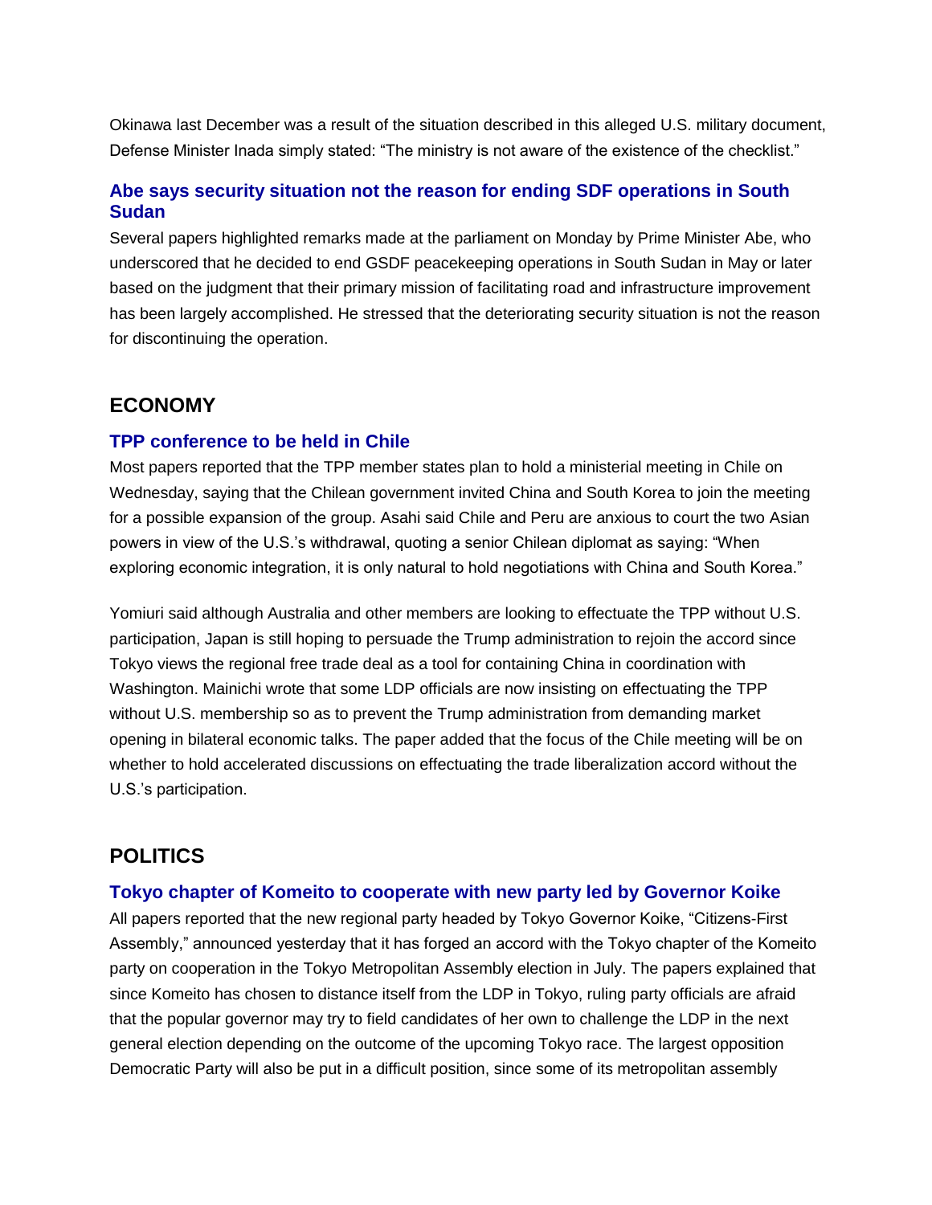Okinawa last December was a result of the situation described in this alleged U.S. military document, Defense Minister Inada simply stated: "The ministry is not aware of the existence of the checklist."

### Abe says security situation not the reason for ending SDF operations in South Sudan

Several papers highlighted remarks made at the parliament on Monday by Prime Minister Abe, who underscored that he decided to end GSDF peacekeeping operations in South Sudan in May or later based on the judgment that their primary mission of facilitating road and infrastructure improvement has been largely accomplished. He stressed that the deteriorating security situation is not the reason for discontinuing the operation.

## ECONOMY

### TPP conference to be held in Chile

Most papers reported that the TPP member states plan to hold a ministerial meeting in Chile on Wednesday, saying that the Chilean government invited China and South Korea to join the meeting for a possible expansion of the group. Asahi said Chile and Peru are anxious to court the two Asian powers in view of the U.S.'s withdrawal, quoting a senior Chilean diplomat as saying: "When exploring economic integration, it is only natural to hold negotiations with China and South Korea."

Yomiuri said although Australia and other members are looking to effectuate the TPP without U.S. participation, Japan is still hoping to persuade the Trump administration to rejoin the accord since Tokyo views the regional free trade deal as a tool for containing China in coordination with Washington. Mainichi wrote that some LDP officials are now insisting on effectuating the TPP without U.S. membership so as to prevent the Trump administration from demanding market opening in bilateral economic talks. The paper added that the focus of the Chile meeting will be on whether to hold accelerated discussions on effectuating the trade liberalization accord without the U.S.'s participation.

## POLITICS

### Tokyo chapter of Komeito to cooperate with new party led by Governor Koike

All papers reported that the new regional party headed by Tokyo Governor Koike, "Citizens-First Assembly," announced yesterday that it has forged an accord with the Tokyo chapter of the Komeito party on cooperation in the Tokyo Metropolitan Assembly election in July. The papers explained that since Komeito has chosen to distance itself from the LDP in Tokyo, ruling party officials are afraid that the popular governor may try to field candidates of her own to challenge the LDP in the next general election depending on the outcome of the upcoming Tokyo race. The largest opposition Democratic Party will also be put in a difficult position, since some of its metropolitan assembly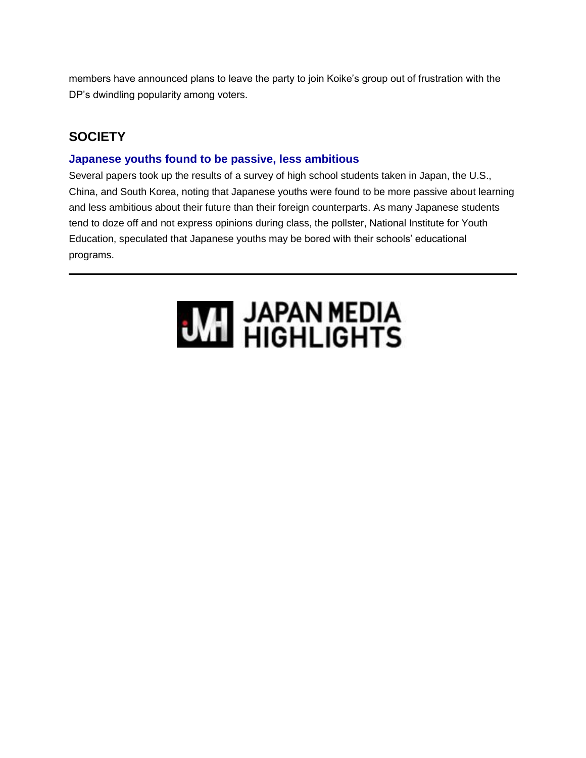members have announced plans to leave the party to join Koike's group out of frustration with the DP's dwindling popularity among voters.

## SOCIETY

### Japanese youths found to be passive, less ambitious

Several papers took up the results of a survey of high school students taken in Japan, the U.S., China, and South Korea, noting that Japanese youths were found to be more passive about learning and less ambitious about their future than their foreign counterparts. As many Japanese students tend to doze off and not express opinions during class, the pollster, National Institute for Youth Education, speculated that Japanese youths may be bored with their schools' educational programs.

---

JAPAN MEDIA HIGHLIGHTS